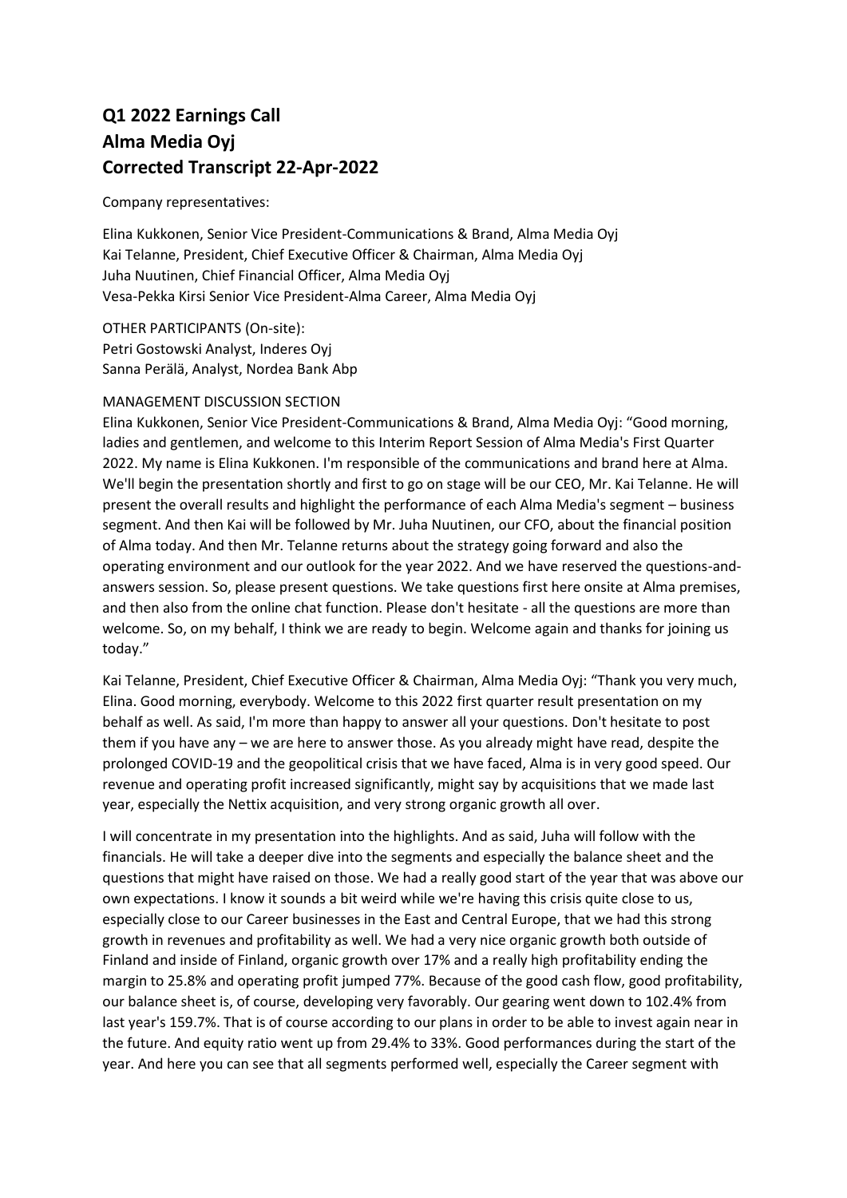# Q1 2022 Earnings Call
# Alma Media Oyj
# Corrected Transcript 22-Apr-2022

Company representatives:

Elina Kukkonen, Senior Vice President-Communications & Brand, Alma Media Oyj
Kai Telanne, President, Chief Executive Officer & Chairman, Alma Media Oyj
Juha Nuutinen, Chief Financial Officer, Alma Media Oyj
Vesa-Pekka Kirsi Senior Vice President-Alma Career, Alma Media Oyj

OTHER PARTICIPANTS (On-site):
Petri Gostowski Analyst, Inderes Oyj
Sanna Perälä, Analyst, Nordea Bank Abp

MANAGEMENT DISCUSSION SECTION

Elina Kukkonen, Senior Vice President-Communications & Brand, Alma Media Oyj: "Good morning, ladies and gentlemen, and welcome to this Interim Report Session of Alma Media's First Quarter 2022. My name is Elina Kukkonen. I'm responsible of the communications and brand here at Alma. We'll begin the presentation shortly and first to go on stage will be our CEO, Mr. Kai Telanne. He will present the overall results and highlight the performance of each Alma Media's segment – business segment. And then Kai will be followed by Mr. Juha Nuutinen, our CFO, about the financial position of Alma today. And then Mr. Telanne returns about the strategy going forward and also the operating environment and our outlook for the year 2022. And we have reserved the questions-and-answers session. So, please present questions. We take questions first here onsite at Alma premises, and then also from the online chat function. Please don't hesitate - all the questions are more than welcome. So, on my behalf, I think we are ready to begin. Welcome again and thanks for joining us today."

Kai Telanne, President, Chief Executive Officer & Chairman, Alma Media Oyj: "Thank you very much, Elina. Good morning, everybody. Welcome to this 2022 first quarter result presentation on my behalf as well. As said, I'm more than happy to answer all your questions. Don't hesitate to post them if you have any – we are here to answer those. As you already might have read, despite the prolonged COVID-19 and the geopolitical crisis that we have faced, Alma is in very good speed. Our revenue and operating profit increased significantly, might say by acquisitions that we made last year, especially the Nettix acquisition, and very strong organic growth all over.

I will concentrate in my presentation into the highlights. And as said, Juha will follow with the financials. He will take a deeper dive into the segments and especially the balance sheet and the questions that might have raised on those. We had a really good start of the year that was above our own expectations. I know it sounds a bit weird while we're having this crisis quite close to us, especially close to our Career businesses in the East and Central Europe, that we had this strong growth in revenues and profitability as well. We had a very nice organic growth both outside of Finland and inside of Finland, organic growth over 17% and a really high profitability ending the margin to 25.8% and operating profit jumped 77%. Because of the good cash flow, good profitability, our balance sheet is, of course, developing very favorably. Our gearing went down to 102.4% from last year's 159.7%. That is of course according to our plans in order to be able to invest again near in the future. And equity ratio went up from 29.4% to 33%. Good performances during the start of the year. And here you can see that all segments performed well, especially the Career segment with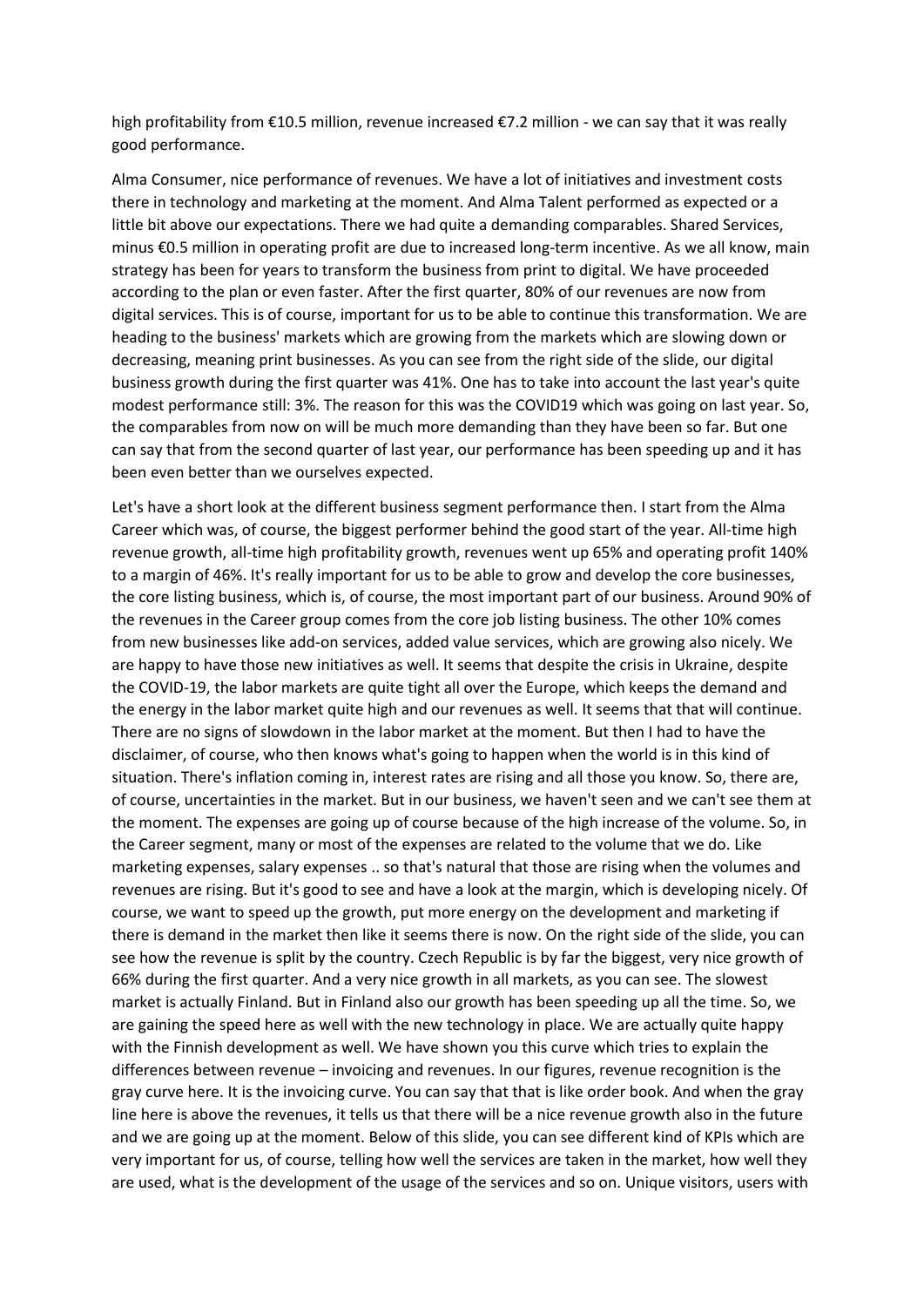high profitability from €10.5 million, revenue increased €7.2 million - we can say that it was really good performance.

Alma Consumer, nice performance of revenues. We have a lot of initiatives and investment costs there in technology and marketing at the moment. And Alma Talent performed as expected or a little bit above our expectations. There we had quite a demanding comparables. Shared Services, minus €0.5 million in operating profit are due to increased long-term incentive. As we all know, main strategy has been for years to transform the business from print to digital. We have proceeded according to the plan or even faster. After the first quarter, 80% of our revenues are now from digital services. This is of course, important for us to be able to continue this transformation. We are heading to the business' markets which are growing from the markets which are slowing down or decreasing, meaning print businesses. As you can see from the right side of the slide, our digital business growth during the first quarter was 41%. One has to take into account the last year's quite modest performance still: 3%. The reason for this was the COVID19 which was going on last year. So, the comparables from now on will be much more demanding than they have been so far. But one can say that from the second quarter of last year, our performance has been speeding up and it has been even better than we ourselves expected.

Let's have a short look at the different business segment performance then. I start from the Alma Career which was, of course, the biggest performer behind the good start of the year. All-time high revenue growth, all-time high profitability growth, revenues went up 65% and operating profit 140% to a margin of 46%. It's really important for us to be able to grow and develop the core businesses, the core listing business, which is, of course, the most important part of our business. Around 90% of the revenues in the Career group comes from the core job listing business. The other 10% comes from new businesses like add-on services, added value services, which are growing also nicely. We are happy to have those new initiatives as well. It seems that despite the crisis in Ukraine, despite the COVID-19, the labor markets are quite tight all over the Europe, which keeps the demand and the energy in the labor market quite high and our revenues as well. It seems that that will continue. There are no signs of slowdown in the labor market at the moment. But then I had to have the disclaimer, of course, who then knows what's going to happen when the world is in this kind of situation. There's inflation coming in, interest rates are rising and all those you know. So, there are, of course, uncertainties in the market. But in our business, we haven't seen and we can't see them at the moment. The expenses are going up of course because of the high increase of the volume. So, in the Career segment, many or most of the expenses are related to the volume that we do. Like marketing expenses, salary expenses .. so that's natural that those are rising when the volumes and revenues are rising. But it's good to see and have a look at the margin, which is developing nicely. Of course, we want to speed up the growth, put more energy on the development and marketing if there is demand in the market then like it seems there is now. On the right side of the slide, you can see how the revenue is split by the country. Czech Republic is by far the biggest, very nice growth of 66% during the first quarter. And a very nice growth in all markets, as you can see. The slowest market is actually Finland. But in Finland also our growth has been speeding up all the time. So, we are gaining the speed here as well with the new technology in place. We are actually quite happy with the Finnish development as well. We have shown you this curve which tries to explain the differences between revenue – invoicing and revenues. In our figures, revenue recognition is the gray curve here. It is the invoicing curve. You can say that that is like order book. And when the gray line here is above the revenues, it tells us that there will be a nice revenue growth also in the future and we are going up at the moment. Below of this slide, you can see different kind of KPIs which are very important for us, of course, telling how well the services are taken in the market, how well they are used, what is the development of the usage of the services and so on. Unique visitors, users with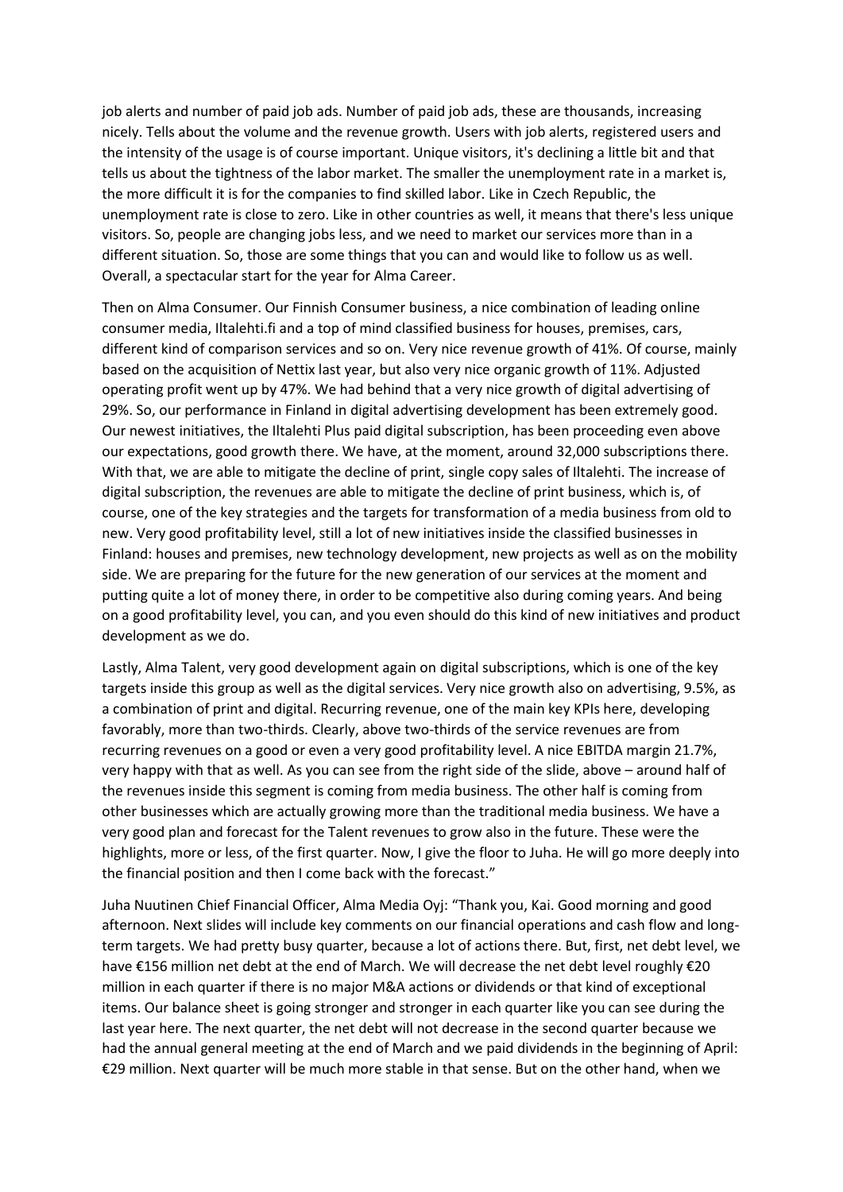job alerts and number of paid job ads. Number of paid job ads, these are thousands, increasing nicely. Tells about the volume and the revenue growth. Users with job alerts, registered users and the intensity of the usage is of course important. Unique visitors, it's declining a little bit and that tells us about the tightness of the labor market. The smaller the unemployment rate in a market is, the more difficult it is for the companies to find skilled labor. Like in Czech Republic, the unemployment rate is close to zero. Like in other countries as well, it means that there's less unique visitors. So, people are changing jobs less, and we need to market our services more than in a different situation. So, those are some things that you can and would like to follow us as well. Overall, a spectacular start for the year for Alma Career.

Then on Alma Consumer. Our Finnish Consumer business, a nice combination of leading online consumer media, Iltalehti.fi and a top of mind classified business for houses, premises, cars, different kind of comparison services and so on. Very nice revenue growth of 41%. Of course, mainly based on the acquisition of Nettix last year, but also very nice organic growth of 11%. Adjusted operating profit went up by 47%. We had behind that a very nice growth of digital advertising of 29%. So, our performance in Finland in digital advertising development has been extremely good. Our newest initiatives, the Iltalehti Plus paid digital subscription, has been proceeding even above our expectations, good growth there. We have, at the moment, around 32,000 subscriptions there. With that, we are able to mitigate the decline of print, single copy sales of Iltalehti. The increase of digital subscription, the revenues are able to mitigate the decline of print business, which is, of course, one of the key strategies and the targets for transformation of a media business from old to new. Very good profitability level, still a lot of new initiatives inside the classified businesses in Finland: houses and premises, new technology development, new projects as well as on the mobility side. We are preparing for the future for the new generation of our services at the moment and putting quite a lot of money there, in order to be competitive also during coming years. And being on a good profitability level, you can, and you even should do this kind of new initiatives and product development as we do.

Lastly, Alma Talent, very good development again on digital subscriptions, which is one of the key targets inside this group as well as the digital services. Very nice growth also on advertising, 9.5%, as a combination of print and digital. Recurring revenue, one of the main key KPIs here, developing favorably, more than two-thirds. Clearly, above two-thirds of the service revenues are from recurring revenues on a good or even a very good profitability level. A nice EBITDA margin 21.7%, very happy with that as well. As you can see from the right side of the slide, above – around half of the revenues inside this segment is coming from media business. The other half is coming from other businesses which are actually growing more than the traditional media business. We have a very good plan and forecast for the Talent revenues to grow also in the future. These were the highlights, more or less, of the first quarter. Now, I give the floor to Juha. He will go more deeply into the financial position and then I come back with the forecast."

Juha Nuutinen Chief Financial Officer, Alma Media Oyj: "Thank you, Kai. Good morning and good afternoon. Next slides will include key comments on our financial operations and cash flow and long-term targets. We had pretty busy quarter, because a lot of actions there. But, first, net debt level, we have €156 million net debt at the end of March. We will decrease the net debt level roughly €20 million in each quarter if there is no major M&A actions or dividends or that kind of exceptional items. Our balance sheet is going stronger and stronger in each quarter like you can see during the last year here. The next quarter, the net debt will not decrease in the second quarter because we had the annual general meeting at the end of March and we paid dividends in the beginning of April: €29 million. Next quarter will be much more stable in that sense. But on the other hand, when we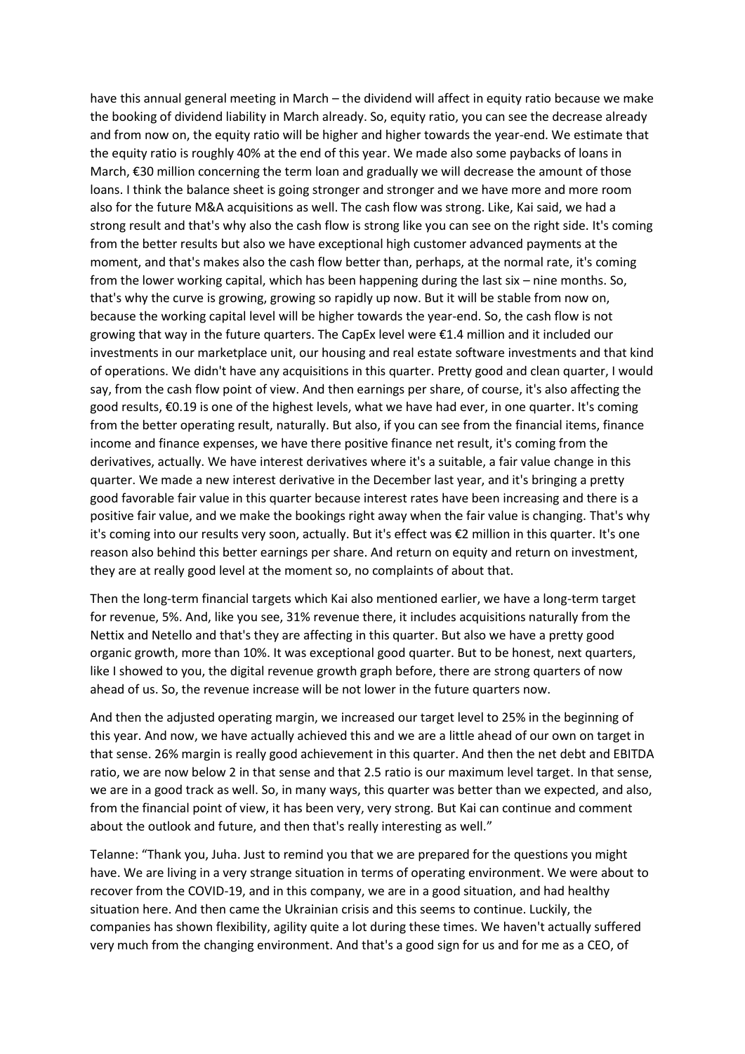have this annual general meeting in March – the dividend will affect in equity ratio because we make the booking of dividend liability in March already. So, equity ratio, you can see the decrease already and from now on, the equity ratio will be higher and higher towards the year-end. We estimate that the equity ratio is roughly 40% at the end of this year. We made also some paybacks of loans in March, €30 million concerning the term loan and gradually we will decrease the amount of those loans. I think the balance sheet is going stronger and stronger and we have more and more room also for the future M&A acquisitions as well. The cash flow was strong. Like, Kai said, we had a strong result and that's why also the cash flow is strong like you can see on the right side. It's coming from the better results but also we have exceptional high customer advanced payments at the moment, and that's makes also the cash flow better than, perhaps, at the normal rate, it's coming from the lower working capital, which has been happening during the last six – nine months. So, that's why the curve is growing, growing so rapidly up now. But it will be stable from now on, because the working capital level will be higher towards the year-end. So, the cash flow is not growing that way in the future quarters. The CapEx level were €1.4 million and it included our investments in our marketplace unit, our housing and real estate software investments and that kind of operations. We didn't have any acquisitions in this quarter. Pretty good and clean quarter, I would say, from the cash flow point of view. And then earnings per share, of course, it's also affecting the good results, €0.19 is one of the highest levels, what we have had ever, in one quarter. It's coming from the better operating result, naturally. But also, if you can see from the financial items, finance income and finance expenses, we have there positive finance net result, it's coming from the derivatives, actually. We have interest derivatives where it's a suitable, a fair value change in this quarter. We made a new interest derivative in the December last year, and it's bringing a pretty good favorable fair value in this quarter because interest rates have been increasing and there is a positive fair value, and we make the bookings right away when the fair value is changing. That's why it's coming into our results very soon, actually. But it's effect was €2 million in this quarter. It's one reason also behind this better earnings per share. And return on equity and return on investment, they are at really good level at the moment so, no complaints of about that.

Then the long-term financial targets which Kai also mentioned earlier, we have a long-term target for revenue, 5%. And, like you see, 31% revenue there, it includes acquisitions naturally from the Nettix and Netello and that's they are affecting in this quarter. But also we have a pretty good organic growth, more than 10%. It was exceptional good quarter. But to be honest, next quarters, like I showed to you, the digital revenue growth graph before, there are strong quarters of now ahead of us. So, the revenue increase will be not lower in the future quarters now.

And then the adjusted operating margin, we increased our target level to 25% in the beginning of this year. And now, we have actually achieved this and we are a little ahead of our own on target in that sense. 26% margin is really good achievement in this quarter. And then the net debt and EBITDA ratio, we are now below 2 in that sense and that 2.5 ratio is our maximum level target. In that sense, we are in a good track as well. So, in many ways, this quarter was better than we expected, and also, from the financial point of view, it has been very, very strong. But Kai can continue and comment about the outlook and future, and then that's really interesting as well."

Telanne: "Thank you, Juha. Just to remind you that we are prepared for the questions you might have. We are living in a very strange situation in terms of operating environment. We were about to recover from the COVID-19, and in this company, we are in a good situation, and had healthy situation here. And then came the Ukrainian crisis and this seems to continue. Luckily, the companies has shown flexibility, agility quite a lot during these times. We haven't actually suffered very much from the changing environment. And that's a good sign for us and for me as a CEO, of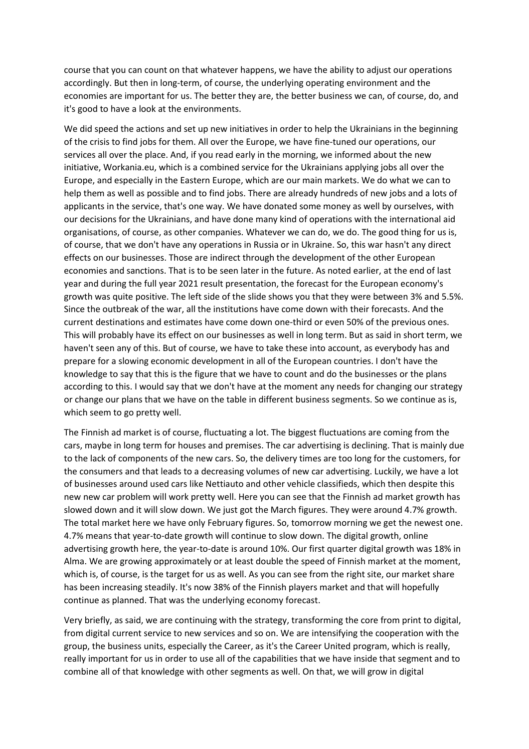course that you can count on that whatever happens, we have the ability to adjust our operations accordingly. But then in long-term, of course, the underlying operating environment and the economies are important for us. The better they are, the better business we can, of course, do, and it's good to have a look at the environments.

We did speed the actions and set up new initiatives in order to help the Ukrainians in the beginning of the crisis to find jobs for them. All over the Europe, we have fine-tuned our operations, our services all over the place. And, if you read early in the morning, we informed about the new initiative, Workania.eu, which is a combined service for the Ukrainians applying jobs all over the Europe, and especially in the Eastern Europe, which are our main markets. We do what we can to help them as well as possible and to find jobs. There are already hundreds of new jobs and a lots of applicants in the service, that's one way. We have donated some money as well by ourselves, with our decisions for the Ukrainians, and have done many kind of operations with the international aid organisations, of course, as other companies. Whatever we can do, we do. The good thing for us is, of course, that we don't have any operations in Russia or in Ukraine. So, this war hasn't any direct effects on our businesses. Those are indirect through the development of the other European economies and sanctions. That is to be seen later in the future. As noted earlier, at the end of last year and during the full year 2021 result presentation, the forecast for the European economy's growth was quite positive. The left side of the slide shows you that they were between 3% and 5.5%. Since the outbreak of the war, all the institutions have come down with their forecasts. And the current destinations and estimates have come down one-third or even 50% of the previous ones. This will probably have its effect on our businesses as well in long term. But as said in short term, we haven't seen any of this. But of course, we have to take these into account, as everybody has and prepare for a slowing economic development in all of the European countries. I don't have the knowledge to say that this is the figure that we have to count and do the businesses or the plans according to this. I would say that we don't have at the moment any needs for changing our strategy or change our plans that we have on the table in different business segments. So we continue as is, which seem to go pretty well.

The Finnish ad market is of course, fluctuating a lot. The biggest fluctuations are coming from the cars, maybe in long term for houses and premises. The car advertising is declining. That is mainly due to the lack of components of the new cars. So, the delivery times are too long for the customers, for the consumers and that leads to a decreasing volumes of new car advertising. Luckily, we have a lot of businesses around used cars like Nettiauto and other vehicle classifieds, which then despite this new new car problem will work pretty well. Here you can see that the Finnish ad market growth has slowed down and it will slow down. We just got the March figures. They were around 4.7% growth. The total market here we have only February figures. So, tomorrow morning we get the newest one. 4.7% means that year-to-date growth will continue to slow down. The digital growth, online advertising growth here, the year-to-date is around 10%. Our first quarter digital growth was 18% in Alma. We are growing approximately or at least double the speed of Finnish market at the moment, which is, of course, is the target for us as well. As you can see from the right site, our market share has been increasing steadily. It's now 38% of the Finnish players market and that will hopefully continue as planned. That was the underlying economy forecast.

Very briefly, as said, we are continuing with the strategy, transforming the core from print to digital, from digital current service to new services and so on. We are intensifying the cooperation with the group, the business units, especially the Career, as it's the Career United program, which is really, really important for us in order to use all of the capabilities that we have inside that segment and to combine all of that knowledge with other segments as well. On that, we will grow in digital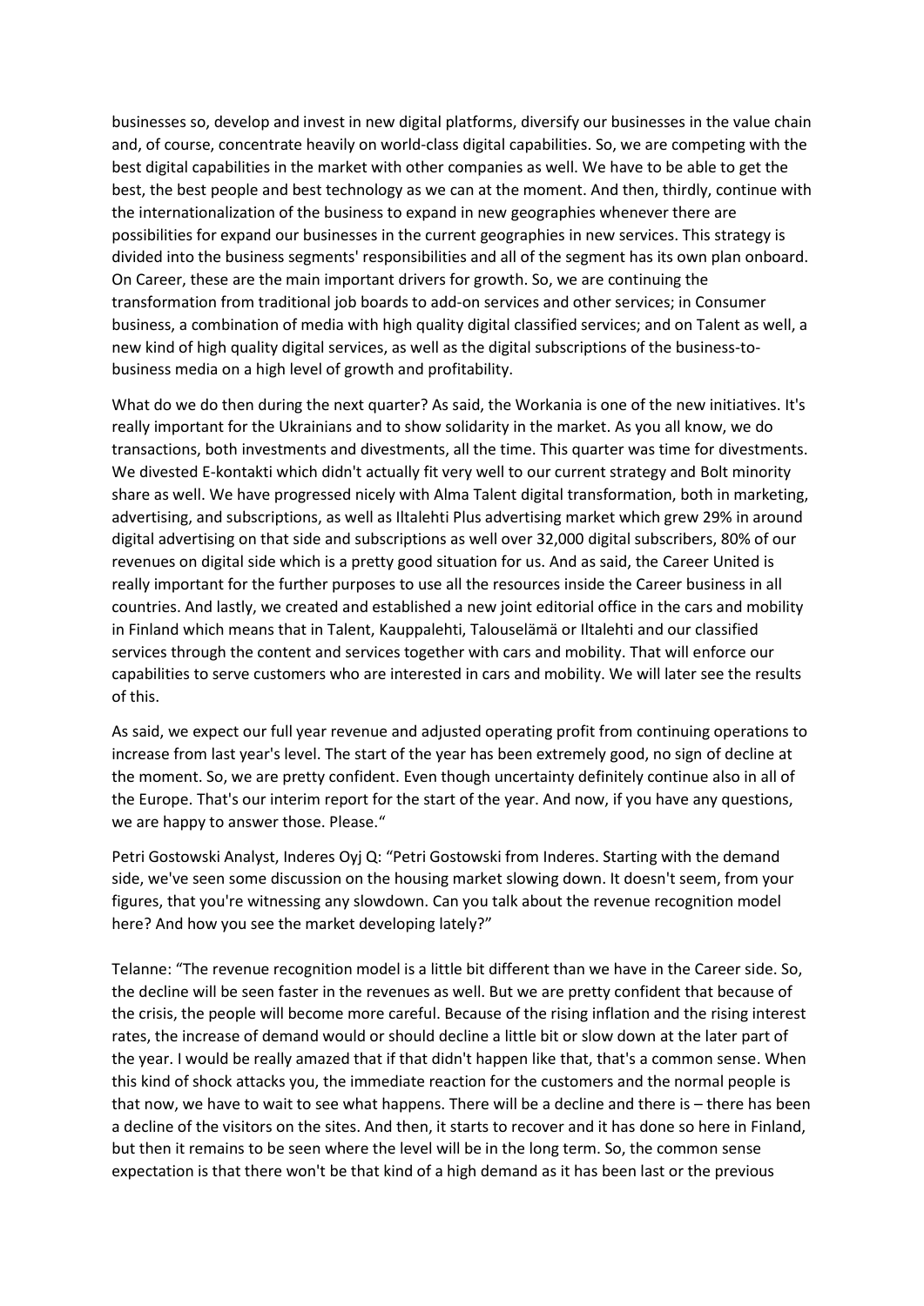businesses so, develop and invest in new digital platforms, diversify our businesses in the value chain and, of course, concentrate heavily on world-class digital capabilities. So, we are competing with the best digital capabilities in the market with other companies as well. We have to be able to get the best, the best people and best technology as we can at the moment. And then, thirdly, continue with the internationalization of the business to expand in new geographies whenever there are possibilities for expand our businesses in the current geographies in new services. This strategy is divided into the business segments' responsibilities and all of the segment has its own plan onboard. On Career, these are the main important drivers for growth. So, we are continuing the transformation from traditional job boards to add-on services and other services; in Consumer business, a combination of media with high quality digital classified services; and on Talent as well, a new kind of high quality digital services, as well as the digital subscriptions of the business-to-business media on a high level of growth and profitability.

What do we do then during the next quarter? As said, the Workania is one of the new initiatives. It's really important for the Ukrainians and to show solidarity in the market. As you all know, we do transactions, both investments and divestments, all the time. This quarter was time for divestments. We divested E-kontakti which didn't actually fit very well to our current strategy and Bolt minority share as well. We have progressed nicely with Alma Talent digital transformation, both in marketing, advertising, and subscriptions, as well as Iltalehti Plus advertising market which grew 29% in around digital advertising on that side and subscriptions as well over 32,000 digital subscribers, 80% of our revenues on digital side which is a pretty good situation for us. And as said, the Career United is really important for the further purposes to use all the resources inside the Career business in all countries. And lastly, we created and established a new joint editorial office in the cars and mobility in Finland which means that in Talent, Kauppalehti, Talouselämä or Iltalehti and our classified services through the content and services together with cars and mobility. That will enforce our capabilities to serve customers who are interested in cars and mobility. We will later see the results of this.

As said, we expect our full year revenue and adjusted operating profit from continuing operations to increase from last year's level. The start of the year has been extremely good, no sign of decline at the moment. So, we are pretty confident. Even though uncertainty definitely continue also in all of the Europe. That's our interim report for the start of the year. And now, if you have any questions, we are happy to answer those. Please."

Petri Gostowski Analyst, Inderes Oyj Q: "Petri Gostowski from Inderes. Starting with the demand side, we've seen some discussion on the housing market slowing down. It doesn't seem, from your figures, that you're witnessing any slowdown. Can you talk about the revenue recognition model here? And how you see the market developing lately?"

Telanne: "The revenue recognition model is a little bit different than we have in the Career side. So, the decline will be seen faster in the revenues as well. But we are pretty confident that because of the crisis, the people will become more careful. Because of the rising inflation and the rising interest rates, the increase of demand would or should decline a little bit or slow down at the later part of the year. I would be really amazed that if that didn't happen like that, that's a common sense. When this kind of shock attacks you, the immediate reaction for the customers and the normal people is that now, we have to wait to see what happens. There will be a decline and there is – there has been a decline of the visitors on the sites. And then, it starts to recover and it has done so here in Finland, but then it remains to be seen where the level will be in the long term. So, the common sense expectation is that there won't be that kind of a high demand as it has been last or the previous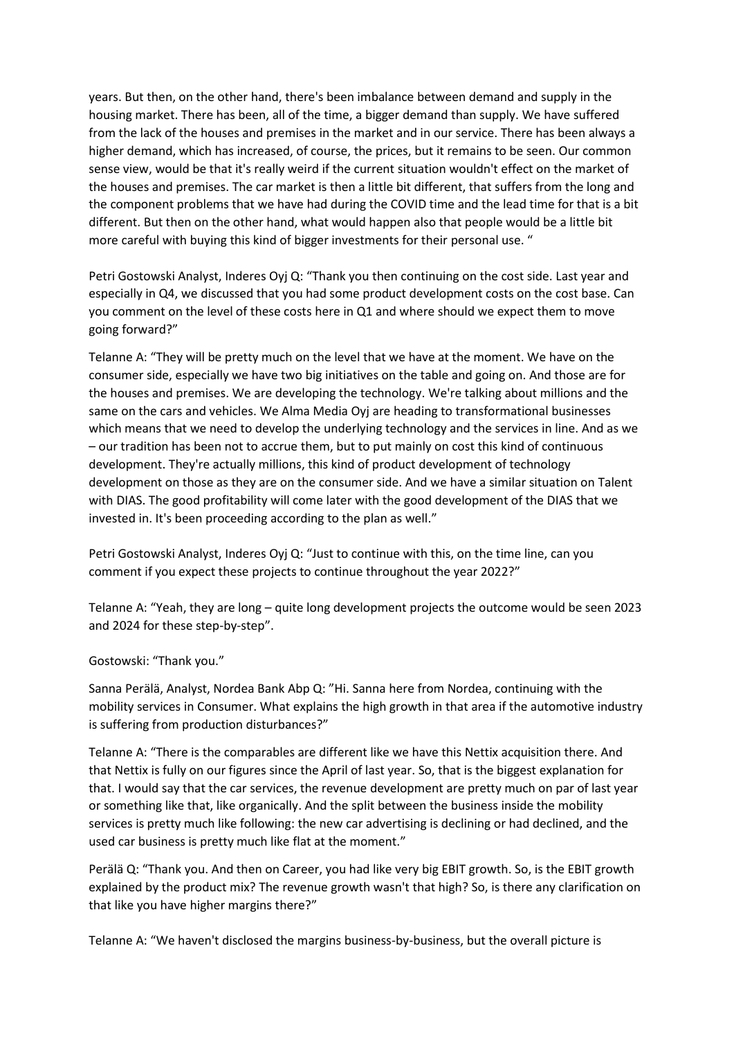years. But then, on the other hand, there's been imbalance between demand and supply in the housing market. There has been, all of the time, a bigger demand than supply. We have suffered from the lack of the houses and premises in the market and in our service. There has been always a higher demand, which has increased, of course, the prices, but it remains to be seen. Our common sense view, would be that it's really weird if the current situation wouldn't effect on the market of the houses and premises. The car market is then a little bit different, that suffers from the long and the component problems that we have had during the COVID time and the lead time for that is a bit different. But then on the other hand, what would happen also that people would be a little bit more careful with buying this kind of bigger investments for their personal use. "

Petri Gostowski Analyst, Inderes Oyj Q: "Thank you then continuing on the cost side. Last year and especially in Q4, we discussed that you had some product development costs on the cost base. Can you comment on the level of these costs here in Q1 and where should we expect them to move going forward?"

Telanne A: "They will be pretty much on the level that we have at the moment. We have on the consumer side, especially we have two big initiatives on the table and going on. And those are for the houses and premises. We are developing the technology. We're talking about millions and the same on the cars and vehicles. We Alma Media Oyj are heading to transformational businesses which means that we need to develop the underlying technology and the services in line. And as we – our tradition has been not to accrue them, but to put mainly on cost this kind of continuous development. They're actually millions, this kind of product development of technology development on those as they are on the consumer side. And we have a similar situation on Talent with DIAS. The good profitability will come later with the good development of the DIAS that we invested in. It's been proceeding according to the plan as well."

Petri Gostowski Analyst, Inderes Oyj Q: "Just to continue with this, on the time line, can you comment if you expect these projects to continue throughout the year 2022?"

Telanne A: "Yeah, they are long – quite long development projects the outcome would be seen 2023 and 2024 for these step-by-step".

Gostowski: "Thank you."

Sanna Perälä, Analyst, Nordea Bank Abp Q: "Hi. Sanna here from Nordea, continuing with the mobility services in Consumer. What explains the high growth in that area if the automotive industry is suffering from production disturbances?"

Telanne A: "There is the comparables are different like we have this Nettix acquisition there. And that Nettix is fully on our figures since the April of last year. So, that is the biggest explanation for that. I would say that the car services, the revenue development are pretty much on par of last year or something like that, like organically. And the split between the business inside the mobility services is pretty much like following: the new car advertising is declining or had declined, and the used car business is pretty much like flat at the moment."

Perälä Q: "Thank you. And then on Career, you had like very big EBIT growth. So, is the EBIT growth explained by the product mix? The revenue growth wasn't that high? So, is there any clarification on that like you have higher margins there?"

Telanne A: "We haven't disclosed the margins business-by-business, but the overall picture is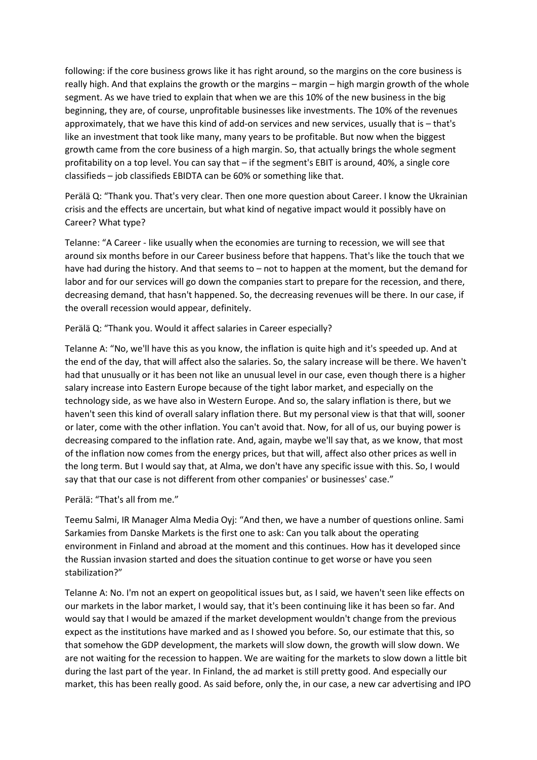following: if the core business grows like it has right around, so the margins on the core business is really high. And that explains the growth or the margins – margin – high margin growth of the whole segment. As we have tried to explain that when we are this 10% of the new business in the big beginning, they are, of course, unprofitable businesses like investments. The 10% of the revenues approximately, that we have this kind of add-on services and new services, usually that is – that's like an investment that took like many, many years to be profitable. But now when the biggest growth came from the core business of a high margin. So, that actually brings the whole segment profitability on a top level. You can say that – if the segment's EBIT is around, 40%, a single core classifieds – job classifieds EBIDTA can be 60% or something like that.

Perälä Q: "Thank you. That's very clear. Then one more question about Career. I know the Ukrainian crisis and the effects are uncertain, but what kind of negative impact would it possibly have on Career? What type?

Telanne: "A Career - like usually when the economies are turning to recession, we will see that around six months before in our Career business before that happens. That's like the touch that we have had during the history. And that seems to – not to happen at the moment, but the demand for labor and for our services will go down the companies start to prepare for the recession, and there, decreasing demand, that hasn't happened. So, the decreasing revenues will be there. In our case, if the overall recession would appear, definitely.

Perälä Q: "Thank you. Would it affect salaries in Career especially?

Telanne A: "No, we'll have this as you know, the inflation is quite high and it's speeded up. And at the end of the day, that will affect also the salaries. So, the salary increase will be there. We haven't had that unusually or it has been not like an unusual level in our case, even though there is a higher salary increase into Eastern Europe because of the tight labor market, and especially on the technology side, as we have also in Western Europe. And so, the salary inflation is there, but we haven't seen this kind of overall salary inflation there. But my personal view is that that will, sooner or later, come with the other inflation. You can't avoid that. Now, for all of us, our buying power is decreasing compared to the inflation rate. And, again, maybe we'll say that, as we know, that most of the inflation now comes from the energy prices, but that will, affect also other prices as well in the long term. But I would say that, at Alma, we don't have any specific issue with this. So, I would say that that our case is not different from other companies' or businesses' case."

Perälä: "That's all from me."

Teemu Salmi, IR Manager Alma Media Oyj: "And then, we have a number of questions online. Sami Sarkamies from Danske Markets is the first one to ask: Can you talk about the operating environment in Finland and abroad at the moment and this continues. How has it developed since the Russian invasion started and does the situation continue to get worse or have you seen stabilization?"

Telanne A: No. I'm not an expert on geopolitical issues but, as I said, we haven't seen like effects on our markets in the labor market, I would say, that it's been continuing like it has been so far. And would say that I would be amazed if the market development wouldn't change from the previous expect as the institutions have marked and as I showed you before. So, our estimate that this, so that somehow the GDP development, the markets will slow down, the growth will slow down. We are not waiting for the recession to happen. We are waiting for the markets to slow down a little bit during the last part of the year. In Finland, the ad market is still pretty good. And especially our market, this has been really good. As said before, only the, in our case, a new car advertising and IPO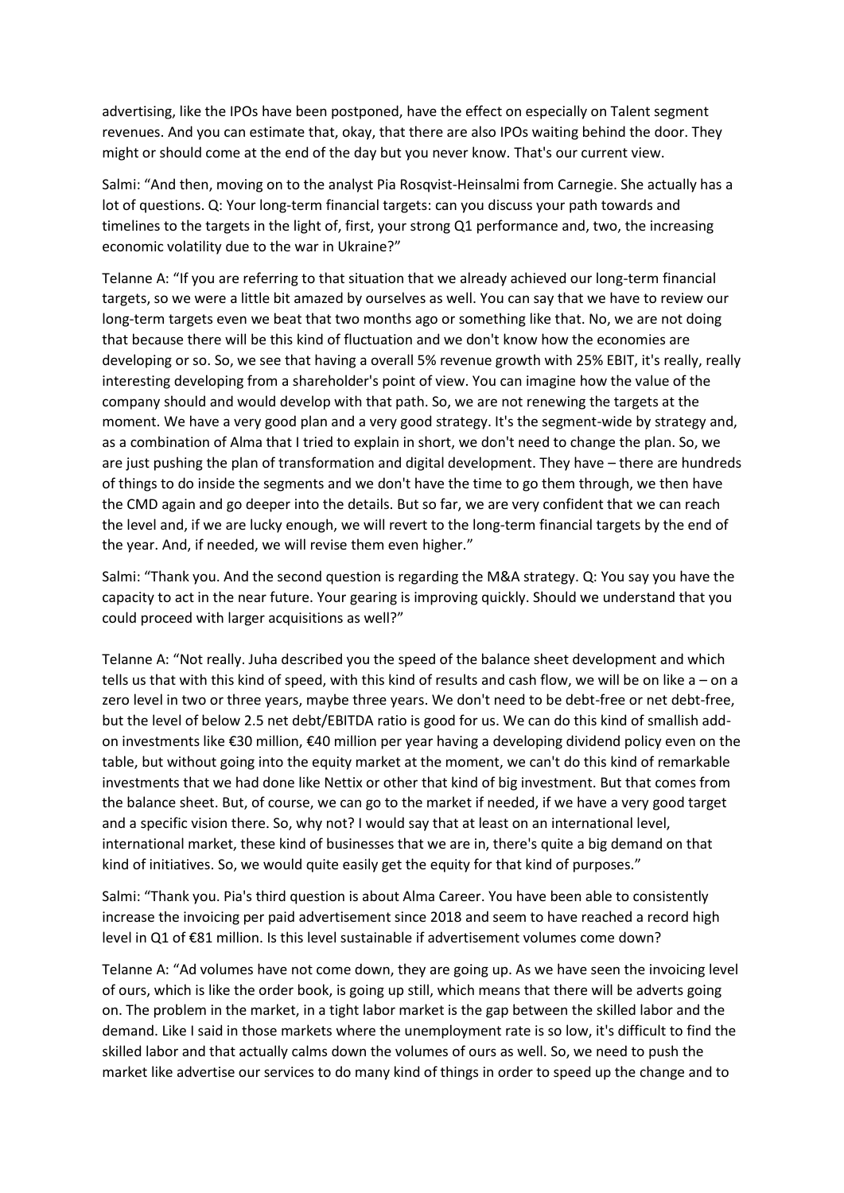advertising, like the IPOs have been postponed, have the effect on especially on Talent segment revenues. And you can estimate that, okay, that there are also IPOs waiting behind the door. They might or should come at the end of the day but you never know. That's our current view.

Salmi: "And then, moving on to the analyst Pia Rosqvist-Heinsalmi from Carnegie. She actually has a lot of questions. Q: Your long-term financial targets: can you discuss your path towards and timelines to the targets in the light of, first, your strong Q1 performance and, two, the increasing economic volatility due to the war in Ukraine?"

Telanne A: "If you are referring to that situation that we already achieved our long-term financial targets, so we were a little bit amazed by ourselves as well. You can say that we have to review our long-term targets even we beat that two months ago or something like that. No, we are not doing that because there will be this kind of fluctuation and we don't know how the economies are developing or so. So, we see that having a overall 5% revenue growth with 25% EBIT, it's really, really interesting developing from a shareholder's point of view. You can imagine how the value of the company should and would develop with that path. So, we are not renewing the targets at the moment. We have a very good plan and a very good strategy. It's the segment-wide by strategy and, as a combination of Alma that I tried to explain in short, we don't need to change the plan. So, we are just pushing the plan of transformation and digital development. They have – there are hundreds of things to do inside the segments and we don't have the time to go them through, we then have the CMD again and go deeper into the details. But so far, we are very confident that we can reach the level and, if we are lucky enough, we will revert to the long-term financial targets by the end of the year. And, if needed, we will revise them even higher."

Salmi: "Thank you. And the second question is regarding the M&A strategy. Q: You say you have the capacity to act in the near future. Your gearing is improving quickly. Should we understand that you could proceed with larger acquisitions as well?"

Telanne A: "Not really. Juha described you the speed of the balance sheet development and which tells us that with this kind of speed, with this kind of results and cash flow, we will be on like a – on a zero level in two or three years, maybe three years. We don't need to be debt-free or net debt-free, but the level of below 2.5 net debt/EBITDA ratio is good for us. We can do this kind of smallish add-on investments like €30 million, €40 million per year having a developing dividend policy even on the table, but without going into the equity market at the moment, we can't do this kind of remarkable investments that we had done like Nettix or other that kind of big investment. But that comes from the balance sheet. But, of course, we can go to the market if needed, if we have a very good target and a specific vision there. So, why not? I would say that at least on an international level, international market, these kind of businesses that we are in, there's quite a big demand on that kind of initiatives. So, we would quite easily get the equity for that kind of purposes."

Salmi: "Thank you. Pia's third question is about Alma Career. You have been able to consistently increase the invoicing per paid advertisement since 2018 and seem to have reached a record high level in Q1 of €81 million. Is this level sustainable if advertisement volumes come down?

Telanne A: "Ad volumes have not come down, they are going up. As we have seen the invoicing level of ours, which is like the order book, is going up still, which means that there will be adverts going on. The problem in the market, in a tight labor market is the gap between the skilled labor and the demand. Like I said in those markets where the unemployment rate is so low, it's difficult to find the skilled labor and that actually calms down the volumes of ours as well. So, we need to push the market like advertise our services to do many kind of things in order to speed up the change and to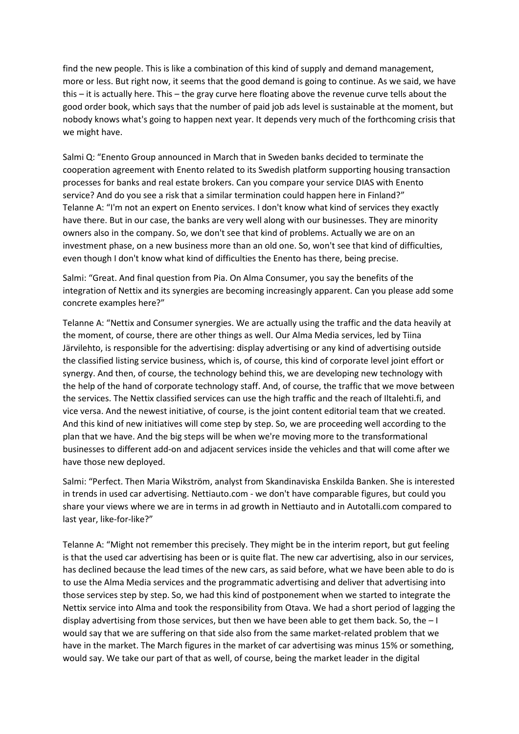find the new people. This is like a combination of this kind of supply and demand management, more or less. But right now, it seems that the good demand is going to continue. As we said, we have this – it is actually here. This – the gray curve here floating above the revenue curve tells about the good order book, which says that the number of paid job ads level is sustainable at the moment, but nobody knows what's going to happen next year. It depends very much of the forthcoming crisis that we might have.

Salmi Q: "Enento Group announced in March that in Sweden banks decided to terminate the cooperation agreement with Enento related to its Swedish platform supporting housing transaction processes for banks and real estate brokers. Can you compare your service DIAS with Enento service? And do you see a risk that a similar termination could happen here in Finland?"
Telanne A: "I'm not an expert on Enento services. I don't know what kind of services they exactly have there. But in our case, the banks are very well along with our businesses. They are minority owners also in the company. So, we don't see that kind of problems. Actually we are on an investment phase, on a new business more than an old one. So, won't see that kind of difficulties, even though I don't know what kind of difficulties the Enento has there, being precise.

Salmi: "Great. And final question from Pia. On Alma Consumer, you say the benefits of the integration of Nettix and its synergies are becoming increasingly apparent. Can you please add some concrete examples here?"

Telanne A: "Nettix and Consumer synergies. We are actually using the traffic and the data heavily at the moment, of course, there are other things as well. Our Alma Media services, led by Tiina Järvilehto, is responsible for the advertising: display advertising or any kind of advertising outside the classified listing service business, which is, of course, this kind of corporate level joint effort or synergy. And then, of course, the technology behind this, we are developing new technology with the help of the hand of corporate technology staff. And, of course, the traffic that we move between the services. The Nettix classified services can use the high traffic and the reach of Iltalehti.fi, and vice versa. And the newest initiative, of course, is the joint content editorial team that we created. And this kind of new initiatives will come step by step. So, we are proceeding well according to the plan that we have. And the big steps will be when we're moving more to the transformational businesses to different add-on and adjacent services inside the vehicles and that will come after we have those new deployed.

Salmi: "Perfect. Then Maria Wikström, analyst from Skandinaviska Enskilda Banken. She is interested in trends in used car advertising. Nettiauto.com - we don't have comparable figures, but could you share your views where we are in terms in ad growth in Nettiauto and in Autotalli.com compared to last year, like-for-like?"

Telanne A: "Might not remember this precisely. They might be in the interim report, but gut feeling is that the used car advertising has been or is quite flat. The new car advertising, also in our services, has declined because the lead times of the new cars, as said before, what we have been able to do is to use the Alma Media services and the programmatic advertising and deliver that advertising into those services step by step. So, we had this kind of postponement when we started to integrate the Nettix service into Alma and took the responsibility from Otava. We had a short period of lagging the display advertising from those services, but then we have been able to get them back. So, the – I would say that we are suffering on that side also from the same market-related problem that we have in the market. The March figures in the market of car advertising was minus 15% or something, would say. We take our part of that as well, of course, being the market leader in the digital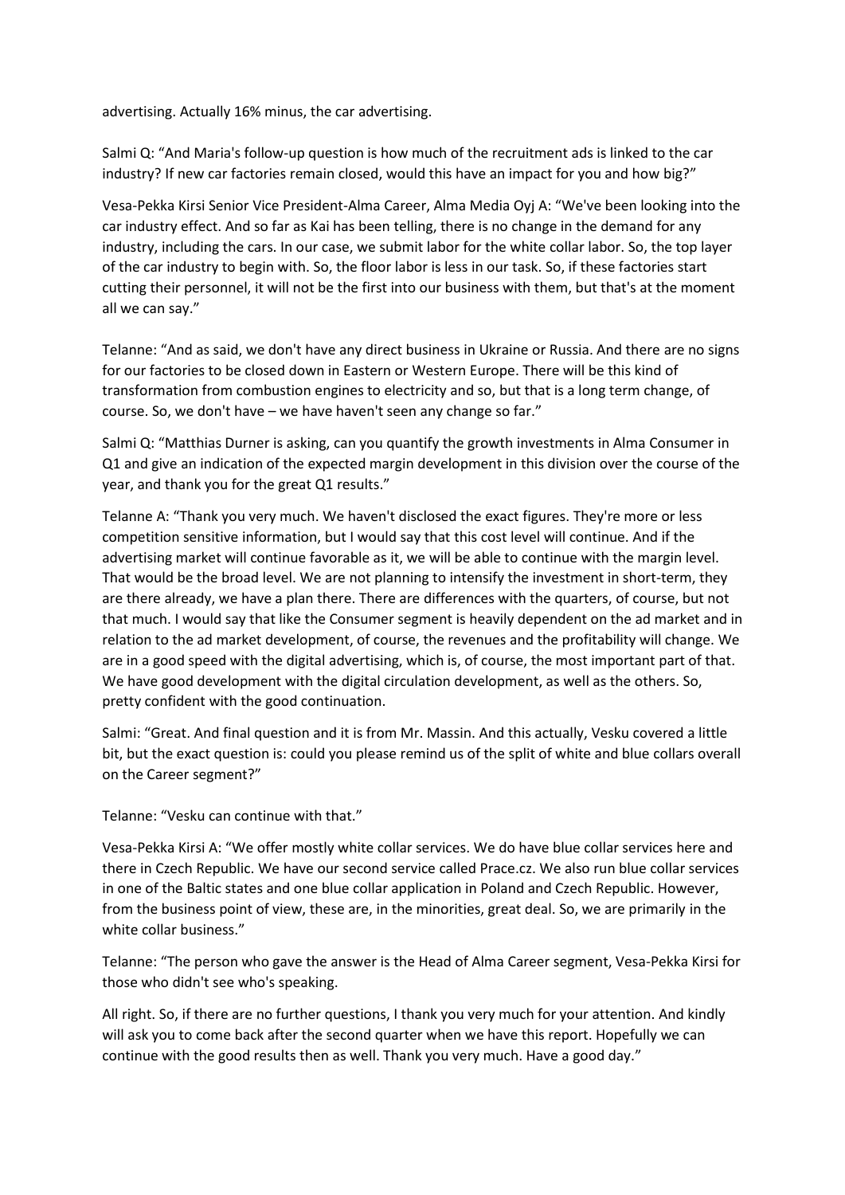advertising. Actually 16% minus, the car advertising.

Salmi Q: "And Maria's follow-up question is how much of the recruitment ads is linked to the car industry? If new car factories remain closed, would this have an impact for you and how big?"

Vesa-Pekka Kirsi Senior Vice President-Alma Career, Alma Media Oyj A: "We've been looking into the car industry effect. And so far as Kai has been telling, there is no change in the demand for any industry, including the cars. In our case, we submit labor for the white collar labor. So, the top layer of the car industry to begin with. So, the floor labor is less in our task. So, if these factories start cutting their personnel, it will not be the first into our business with them, but that's at the moment all we can say."

Telanne: "And as said, we don't have any direct business in Ukraine or Russia. And there are no signs for our factories to be closed down in Eastern or Western Europe. There will be this kind of transformation from combustion engines to electricity and so, but that is a long term change, of course. So, we don't have – we have haven't seen any change so far."

Salmi Q: "Matthias Durner is asking, can you quantify the growth investments in Alma Consumer in Q1 and give an indication of the expected margin development in this division over the course of the year, and thank you for the great Q1 results."

Telanne A: "Thank you very much. We haven't disclosed the exact figures. They're more or less competition sensitive information, but I would say that this cost level will continue. And if the advertising market will continue favorable as it, we will be able to continue with the margin level. That would be the broad level. We are not planning to intensify the investment in short-term, they are there already, we have a plan there. There are differences with the quarters, of course, but not that much. I would say that like the Consumer segment is heavily dependent on the ad market and in relation to the ad market development, of course, the revenues and the profitability will change. We are in a good speed with the digital advertising, which is, of course, the most important part of that. We have good development with the digital circulation development, as well as the others. So, pretty confident with the good continuation.

Salmi: "Great. And final question and it is from Mr. Massin. And this actually, Vesku covered a little bit, but the exact question is: could you please remind us of the split of white and blue collars overall on the Career segment?"

Telanne: "Vesku can continue with that."

Vesa-Pekka Kirsi A: "We offer mostly white collar services. We do have blue collar services here and there in Czech Republic. We have our second service called Prace.cz. We also run blue collar services in one of the Baltic states and one blue collar application in Poland and Czech Republic. However, from the business point of view, these are, in the minorities, great deal. So, we are primarily in the white collar business."

Telanne: "The person who gave the answer is the Head of Alma Career segment, Vesa-Pekka Kirsi for those who didn't see who's speaking.

All right. So, if there are no further questions, I thank you very much for your attention. And kindly will ask you to come back after the second quarter when we have this report. Hopefully we can continue with the good results then as well. Thank you very much. Have a good day."